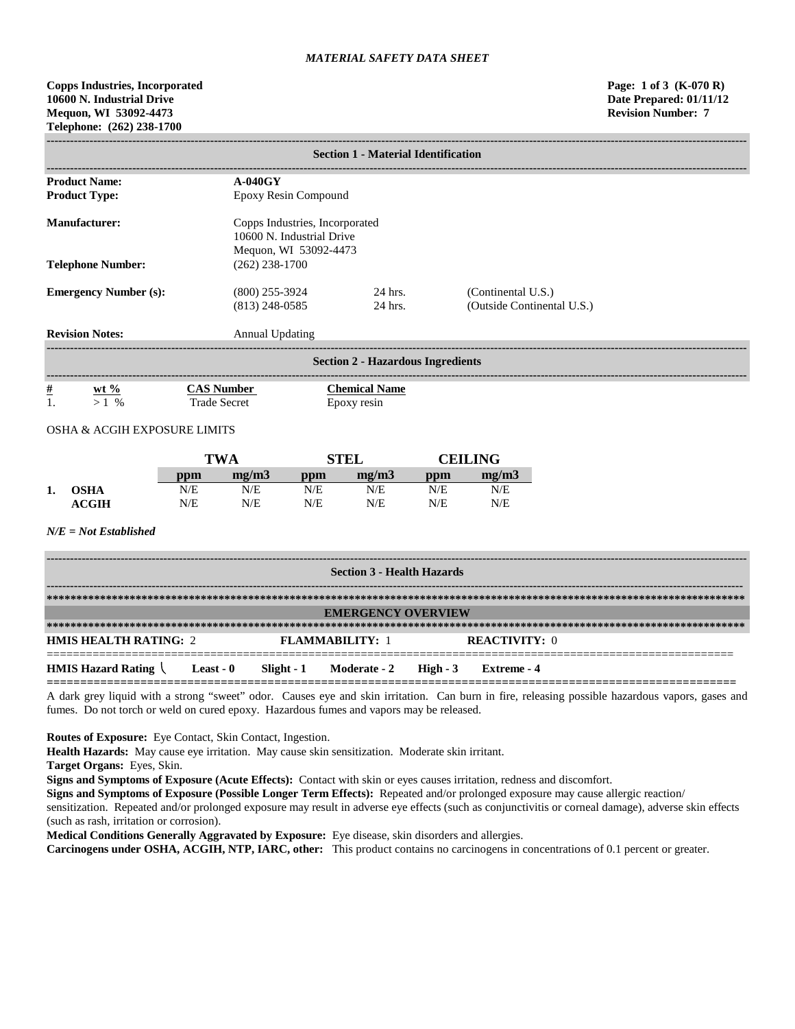*MATERIAL SAFETY DATA SHEET*

**Copps Industries, Incorporated**
**10600 N. Industrial Drive**
**Mequon, WI 53092-4473**
**Telephone: (262) 238-1700**

**Page: 1 of 3 (K-070 R)**
**Date Prepared: 01/11/12**
**Revision Number: 7**

## Section 1 - Material Identification

| | | | |
|---|---|---|---|
| **Product Name:** | **A-040GY** | | |
| **Product Type:** | Epoxy Resin Compound | | |
| **Manufacturer:** | Copps Industries, Incorporated<br>10600 N. Industrial Drive<br>Mequon, WI 53092-4473 | | |
| **Telephone Number:** | (262) 238-1700 | | |
| **Emergency Number (s):** | (800) 255-3924<br>(813) 248-0585 | 24 hrs.<br>24 hrs. | (Continental U.S.)<br>(Outside Continental U.S.) |
| **Revision Notes:** | Annual Updating | | |

## Section 2 - Hazardous Ingredients

| # | wt % | CAS Number | Chemical Name |
|---|---|---|---|
| 1. | > 1 % | Trade Secret | Epoxy resin |

OSHA & ACGIH EXPOSURE LIMITS

| | | TWA | | STEL | | CEILING | |
|---|---|---|---|---|---|---|---|
| | | ppm | mg/m3 | ppm | mg/m3 | ppm | mg/m3 |
| 1. | OSHA | N/E | N/E | N/E | N/E | N/E | N/E |
| | ACGIH | N/E | N/E | N/E | N/E | N/E | N/E |

***N/E = Not Established***

## Section 3 - Health Hazards

### EMERGENCY OVERVIEW

**HMIS HEALTH RATING:** 2 **FLAMMABILITY:** 1 **REACTIVITY:** 0

**HMIS Hazard Rating** \ **Least - 0** **Slight - 1** **Moderate - 2** **High - 3** **Extreme - 4**

A dark grey liquid with a strong "sweet" odor. Causes eye and skin irritation. Can burn in fire, releasing possible hazardous vapors, gases and fumes. Do not torch or weld on cured epoxy. Hazardous fumes and vapors may be released.

**Routes of Exposure:** Eye Contact, Skin Contact, Ingestion.

**Health Hazards:** May cause eye irritation. May cause skin sensitization. Moderate skin irritant.

**Target Organs:** Eyes, Skin.

**Signs and Symptoms of Exposure (Acute Effects):** Contact with skin or eyes causes irritation, redness and discomfort.

**Signs and Symptoms of Exposure (Possible Longer Term Effects):** Repeated and/or prolonged exposure may cause allergic reaction/ sensitization. Repeated and/or prolonged exposure may result in adverse eye effects (such as conjunctivitis or corneal damage), adverse skin effects (such as rash, irritation or corrosion).

**Medical Conditions Generally Aggravated by Exposure:** Eye disease, skin disorders and allergies.

**Carcinogens under OSHA, ACGIH, NTP, IARC, other:** This product contains no carcinogens in concentrations of 0.1 percent or greater.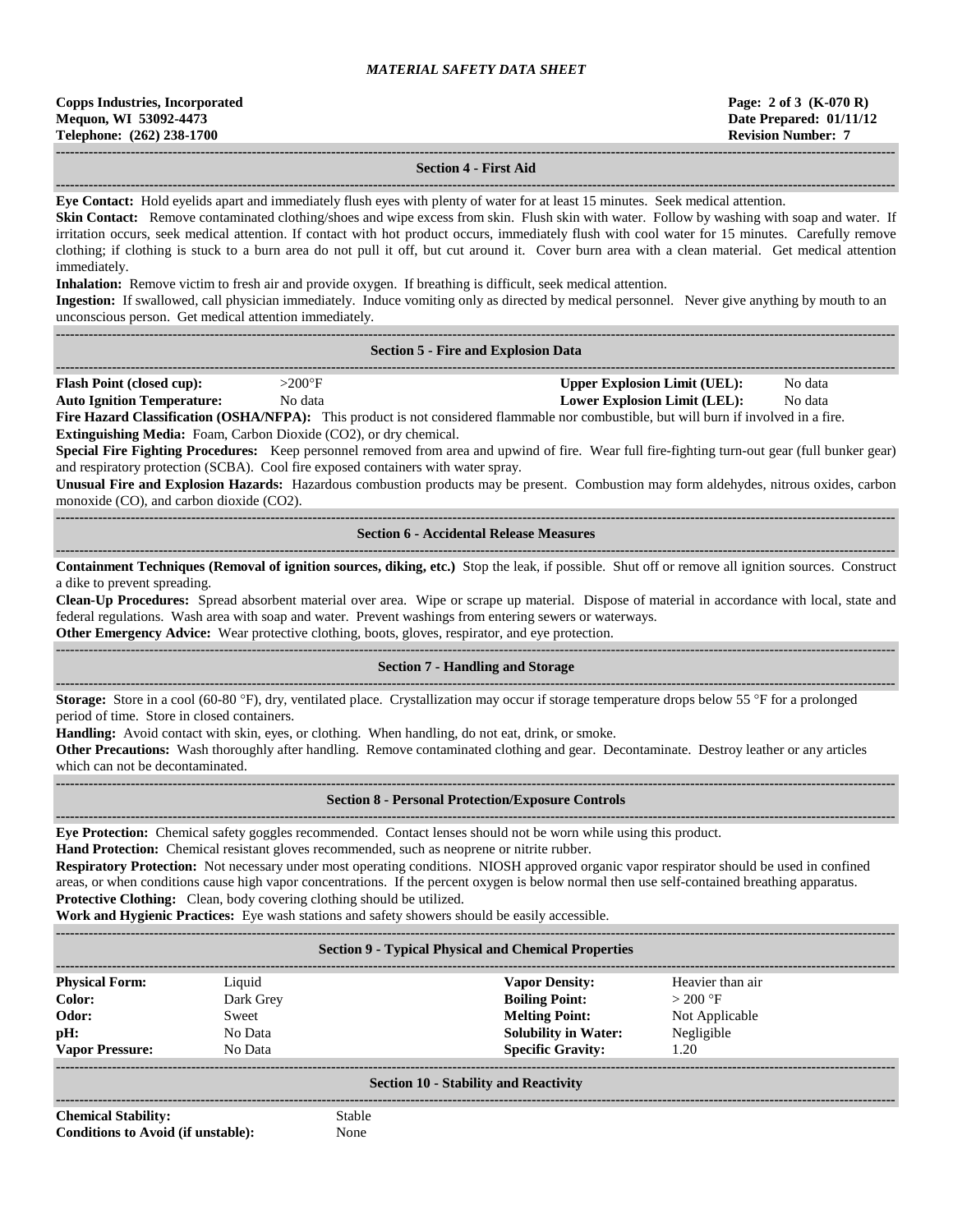## Section 4 - First Aid

**Eye Contact:** Hold eyelids apart and immediately flush eyes with plenty of water for at least 15 minutes. Seek medical attention.

**Skin Contact:** Remove contaminated clothing/shoes and wipe excess from skin. Flush skin with water. Follow by washing with soap and water. If irritation occurs, seek medical attention. If contact with hot product occurs, immediately flush with cool water for 15 minutes. Carefully remove clothing; if clothing is stuck to a burn area do not pull it off, but cut around it. Cover burn area with a clean material. Get medical attention immediately.

**Inhalation:** Remove victim to fresh air and provide oxygen. If breathing is difficult, seek medical attention.

**Ingestion:** If swallowed, call physician immediately. Induce vomiting only as directed by medical personnel. Never give anything by mouth to an unconscious person. Get medical attention immediately.

## Section 5 - Fire and Explosion Data

| | | | |
|---|---|---|---|
| **Flash Point (closed cup):** | >200°F | **Upper Explosion Limit (UEL):** | No data |
| **Auto Ignition Temperature:** | No data | **Lower Explosion Limit (LEL):** | No data |

**Fire Hazard Classification (OSHA/NFPA):** This product is not considered flammable nor combustible, but will burn if involved in a fire.

**Extinguishing Media:** Foam, Carbon Dioxide ($CO_2$), or dry chemical.

**Special Fire Fighting Procedures:** Keep personnel removed from area and upwind of fire. Wear full fire-fighting turn-out gear (full bunker gear) and respiratory protection (SCBA). Cool fire exposed containers with water spray.

**Unusual Fire and Explosion Hazards:** Hazardous combustion products may be present. Combustion may form aldehydes, nitrous oxides, carbon monoxide (CO), and carbon dioxide ($CO_2$).

## Section 6 - Accidental Release Measures

**Containment Techniques (Removal of ignition sources, diking, etc.)** Stop the leak, if possible. Shut off or remove all ignition sources. Construct a dike to prevent spreading.

**Clean-Up Procedures:** Spread absorbent material over area. Wipe or scrape up material. Dispose of material in accordance with local, state and federal regulations. Wash area with soap and water. Prevent washings from entering sewers or waterways.

**Other Emergency Advice:** Wear protective clothing, boots, gloves, respirator, and eye protection.

## Section 7 - Handling and Storage

**Storage:** Store in a cool (60-80 °F), dry, ventilated place. Crystallization may occur if storage temperature drops below 55 °F for a prolonged period of time. Store in closed containers.

**Handling:** Avoid contact with skin, eyes, or clothing. When handling, do not eat, drink, or smoke.

**Other Precautions:** Wash thoroughly after handling. Remove contaminated clothing and gear. Decontaminate. Destroy leather or any articles which can not be decontaminated.

## Section 8 - Personal Protection/Exposure Controls

**Eye Protection:** Chemical safety goggles recommended. Contact lenses should not be worn while using this product.

**Hand Protection:** Chemical resistant gloves recommended, such as neoprene or nitrite rubber.

**Respiratory Protection:** Not necessary under most operating conditions. NIOSH approved organic vapor respirator should be used in confined areas, or when conditions cause high vapor concentrations. If the percent oxygen is below normal then use self-contained breathing apparatus.

**Protective Clothing:** Clean, body covering clothing should be utilized.

**Work and Hygienic Practices:** Eye wash stations and safety showers should be easily accessible.

## Section 9 - Typical Physical and Chemical Properties

| | | | |
|---|---|---|---|
| **Physical Form:** | Liquid | **Vapor Density:** | Heavier than air |
| **Color:** | Dark Grey | **Boiling Point:** | > 200 °F |
| **Odor:** | Sweet | **Melting Point:** | Not Applicable |
| **pH:** | No Data | **Solubility in Water:** | Negligible |
| **Vapor Pressure:** | No Data | **Specific Gravity:** | 1.20 |

## Section 10 - Stability and Reactivity

| | |
|---|---|
| **Chemical Stability:** | Stable |
| **Conditions to Avoid (if unstable):** | None |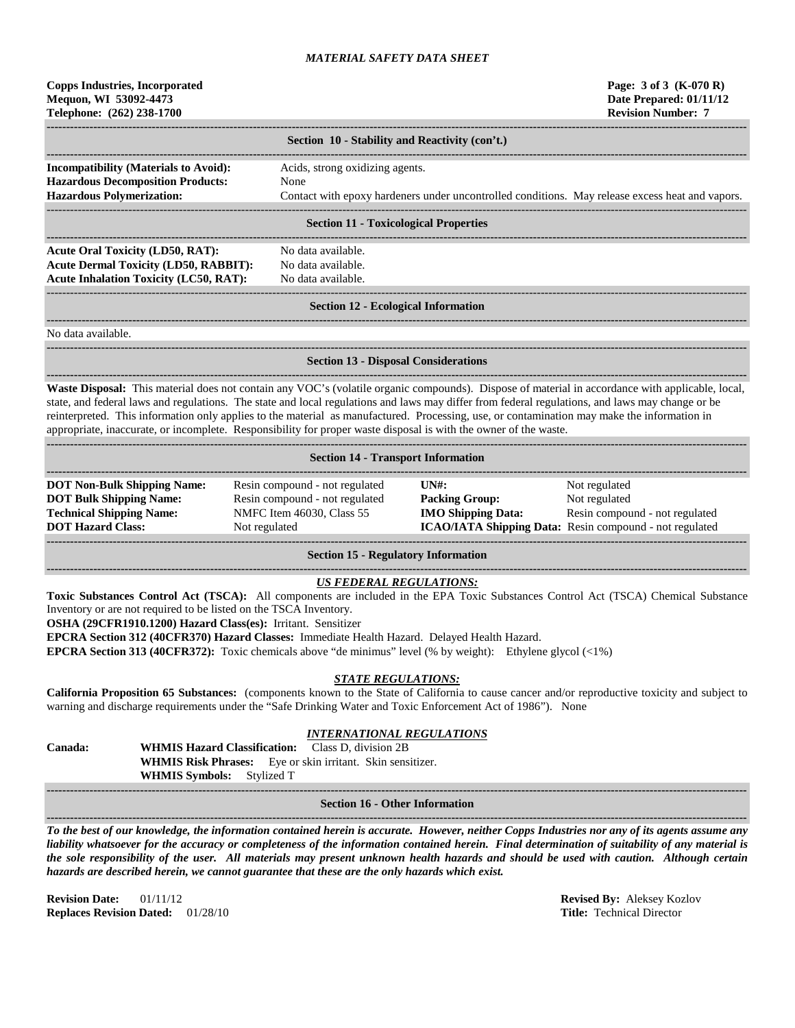## Section 10 - Stability and Reactivity (con't.)

**Incompatibility (Materials to Avoid):** Acids, strong oxidizing agents.
**Hazardous Decomposition Products:** None
**Hazardous Polymerization:** Contact with epoxy hardeners under uncontrolled conditions. May release excess heat and vapors.

## Section 11 - Toxicological Properties

**Acute Oral Toxicity (LD50, RAT):** No data available.
**Acute Dermal Toxicity (LD50, RABBIT):** No data available.
**Acute Inhalation Toxicity (LC50, RAT):** No data available.

## Section 12 - Ecological Information

No data available.

## Section 13 - Disposal Considerations

**Waste Disposal:** This material does not contain any VOC's (volatile organic compounds). Dispose of material in accordance with applicable, local, state, and federal laws and regulations. The state and local regulations and laws may differ from federal regulations, and laws may change or be reinterpreted. This information only applies to the material as manufactured. Processing, use, or contamination may make the information in appropriate, inaccurate, or incomplete. Responsibility for proper waste disposal is with the owner of the waste.

## Section 14 - Transport Information

| | | | |
|---|---|---|---|
| **DOT Non-Bulk Shipping Name:** | Resin compound - not regulated | **UN#:** | Not regulated |
| **DOT Bulk Shipping Name:** | Resin compound - not regulated | **Packing Group:** | Not regulated |
| **Technical Shipping Name:** | NMFC Item 46030, Class 55 | **IMO Shipping Data:** | Resin compound - not regulated |
| **DOT Hazard Class:** | Not regulated | **ICAO/IATA Shipping Data:** | Resin compound - not regulated |

## Section 15 - Regulatory Information

### *US FEDERAL REGULATIONS:*

**Toxic Substances Control Act (TSCA):** All components are included in the EPA Toxic Substances Control Act (TSCA) Chemical Substance Inventory or are not required to be listed on the TSCA Inventory.
**OSHA (29CFR1910.1200) Hazard Class(es):** Irritant. Sensitizer
**EPCRA Section 312 (40CFR370) Hazard Classes:** Immediate Health Hazard. Delayed Health Hazard.
**EPCRA Section 313 (40CFR372):** Toxic chemicals above "de minimus" level (% by weight): Ethylene glycol (<1%)

### *STATE REGULATIONS:*

**California Proposition 65 Substances:** (components known to the State of California to cause cancer and/or reproductive toxicity and subject to warning and discharge requirements under the "Safe Drinking Water and Toxic Enforcement Act of 1986"). None

### *INTERNATIONAL REGULATIONS*

**Canada:**
**WHMIS Hazard Classification:** Class D, division 2B
**WHMIS Risk Phrases:** Eye or skin irritant. Skin sensitizer.
**WHMIS Symbols:** Stylized T

## Section 16 - Other Information

***To the best of our knowledge, the information contained herein is accurate. However, neither Copps Industries nor any of its agents assume any liability whatsoever for the accuracy or completeness of the information contained herein. Final determination of suitability of any material is the sole responsibility of the user. All materials may present unknown health hazards and should be used with caution. Although certain hazards are described herein, we cannot guarantee that these are the only hazards which exist.***

**Revision Date:** 01/11/12
**Replaces Revision Dated:** 01/28/10

**Revised By:** Aleksey Kozlov
**Title:** Technical Director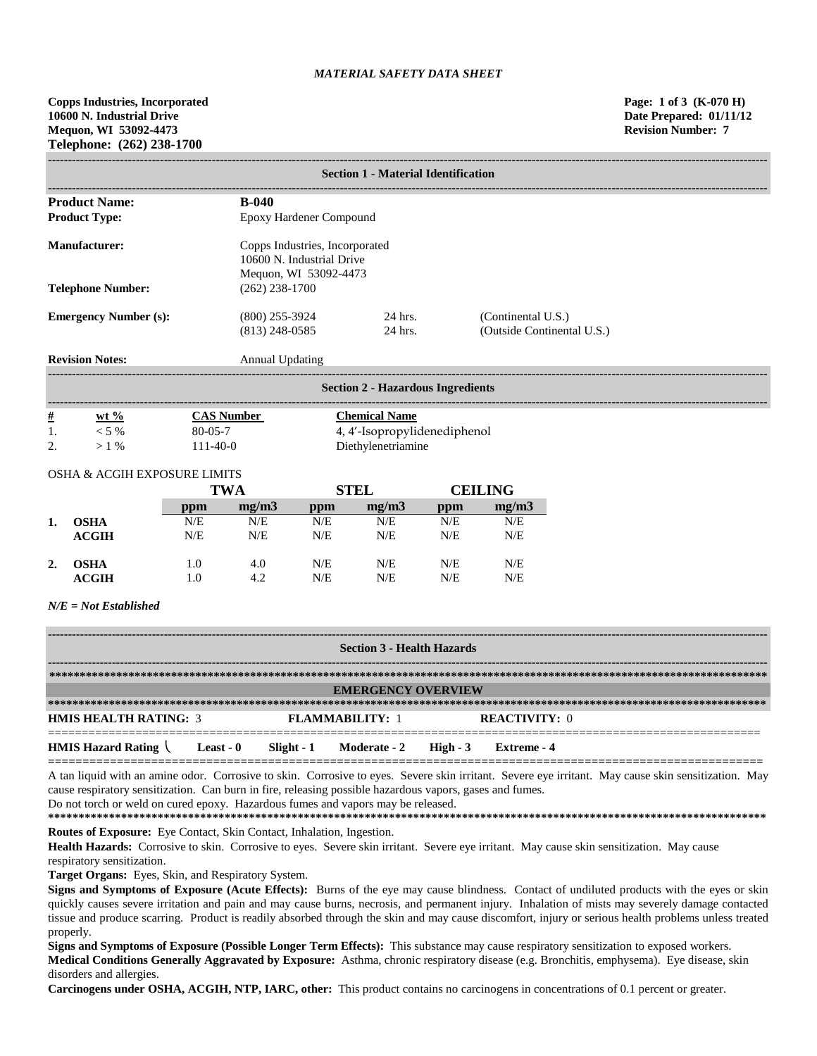*MATERIAL SAFETY DATA SHEET*

**Copps Industries, Incorporated**
**10600 N. Industrial Drive**
**Mequon, WI 53092-4473**
**Telephone: (262) 238-1700**

**Page: 1 of 3 (K-070 H)**
**Date Prepared: 01/11/12**
**Revision Number: 7**

## Section 1 - Material Identification

| | | | |
|---|---|---|---|
| **Product Name:** | **B-040** | | |
| **Product Type:** | Epoxy Hardener Compound | | |
| **Manufacturer:** | Copps Industries, Incorporated<br>10600 N. Industrial Drive<br>Mequon, WI 53092-4473 | | |
| **Telephone Number:** | (262) 238-1700 | | |
| **Emergency Number (s):** | (800) 255-3924 | 24 hrs. | (Continental U.S.) |
| | (813) 248-0585 | 24 hrs. | (Outside Continental U.S.) |
| **Revision Notes:** | Annual Updating | | |

## Section 2 - Hazardous Ingredients

| # | wt % | CAS Number | Chemical Name |
|---|---|---|---|
| 1. | < 5 % | 80-05-7 | 4, 4′-Isopropylidenediphenol |
| 2. | > 1 % | 111-40-0 | Diethylenetriamine |

OSHA & ACGIH EXPOSURE LIMITS

| | | TWA | | STEL | | CEILING | |
|---|---|---|---|---|---|---|---|
| | | ppm | mg/m3 | ppm | mg/m3 | ppm | mg/m3 |
| 1. | OSHA | N/E | N/E | N/E | N/E | N/E | N/E |
| | ACGIH | N/E | N/E | N/E | N/E | N/E | N/E |
| 2. | OSHA | 1.0 | 4.0 | N/E | N/E | N/E | N/E |
| | ACGIH | 1.0 | 4.2 | N/E | N/E | N/E | N/E |

*N/E = Not Established*

## Section 3 - Health Hazards

### EMERGENCY OVERVIEW

**HMIS HEALTH RATING:** 3 **FLAMMABILITY:** 1 **REACTIVITY:** 0

**HMIS Hazard Rating** **Least - 0** **Slight - 1** **Moderate - 2** **High - 3** **Extreme - 4**

A tan liquid with an amine odor. Corrosive to skin. Corrosive to eyes. Severe skin irritant. Severe eye irritant. May cause skin sensitization. May cause respiratory sensitization. Can burn in fire, releasing possible hazardous vapors, gases and fumes.
Do not torch or weld on cured epoxy. Hazardous fumes and vapors may be released.

**Routes of Exposure:** Eye Contact, Skin Contact, Inhalation, Ingestion.

**Health Hazards:** Corrosive to skin. Corrosive to eyes. Severe skin irritant. Severe eye irritant. May cause skin sensitization. May cause respiratory sensitization.

**Target Organs:** Eyes, Skin, and Respiratory System.

**Signs and Symptoms of Exposure (Acute Effects):** Burns of the eye may cause blindness. Contact of undiluted products with the eyes or skin quickly causes severe irritation and pain and may cause burns, necrosis, and permanent injury. Inhalation of mists may severely damage contacted tissue and produce scarring. Product is readily absorbed through the skin and may cause discomfort, injury or serious health problems unless treated properly.

**Signs and Symptoms of Exposure (Possible Longer Term Effects):** This substance may cause respiratory sensitization to exposed workers.

**Medical Conditions Generally Aggravated by Exposure:** Asthma, chronic respiratory disease (e.g. Bronchitis, emphysema). Eye disease, skin disorders and allergies.

**Carcinogens under OSHA, ACGIH, NTP, IARC, other:** This product contains no carcinogens in concentrations of 0.1 percent or greater.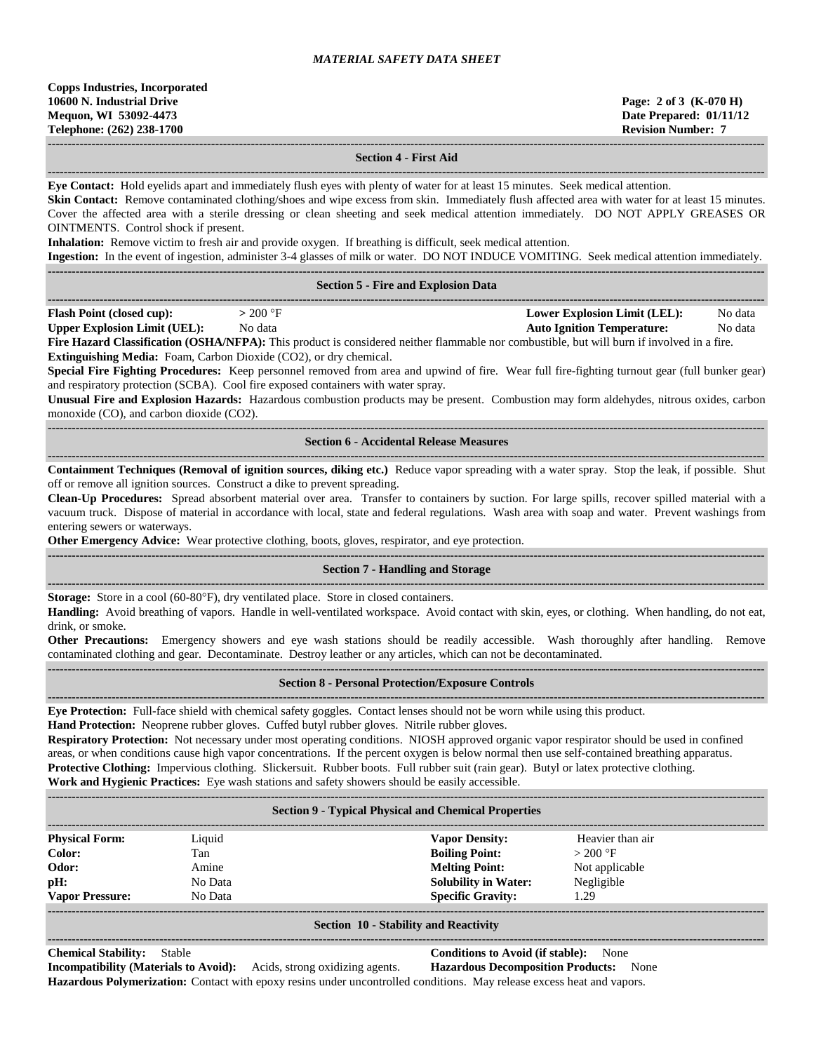*MATERIAL SAFETY DATA SHEET*

**Copps Industries, Incorporated**
**10600 N. Industrial Drive**
**Mequon, WI 53092-4473**
**Telephone: (262) 238-1700**

**Page: 2 of 3 (K-070 H)**
**Date Prepared: 01/11/12**
**Revision Number: 7**

## Section 4 - First Aid

**Eye Contact:** Hold eyelids apart and immediately flush eyes with plenty of water for at least 15 minutes. Seek medical attention.

**Skin Contact:** Remove contaminated clothing/shoes and wipe excess from skin. Immediately flush affected area with water for at least 15 minutes. Cover the affected area with a sterile dressing or clean sheeting and seek medical attention immediately. DO NOT APPLY GREASES OR OINTMENTS. Control shock if present.

**Inhalation:** Remove victim to fresh air and provide oxygen. If breathing is difficult, seek medical attention.

**Ingestion:** In the event of ingestion, administer 3-4 glasses of milk or water. DO NOT INDUCE VOMITING. Seek medical attention immediately.

## Section 5 - Fire and Explosion Data

| | | | |
|---|---|---|---|
| **Flash Point (closed cup):** | > 200 °F | **Lower Explosion Limit (LEL):** | No data |
| **Upper Explosion Limit (UEL):** | No data | **Auto Ignition Temperature:** | No data |

**Fire Hazard Classification (OSHA/NFPA):** This product is considered neither flammable nor combustible, but will burn if involved in a fire.

**Extinguishing Media:** Foam, Carbon Dioxide ($CO_2$), or dry chemical.

**Special Fire Fighting Procedures:** Keep personnel removed from area and upwind of fire. Wear full fire-fighting turnout gear (full bunker gear) and respiratory protection (SCBA). Cool fire exposed containers with water spray.

**Unusual Fire and Explosion Hazards:** Hazardous combustion products may be present. Combustion may form aldehydes, nitrous oxides, carbon monoxide (CO), and carbon dioxide ($CO_2$).

## Section 6 - Accidental Release Measures

**Containment Techniques (Removal of ignition sources, diking etc.)** Reduce vapor spreading with a water spray. Stop the leak, if possible. Shut off or remove all ignition sources. Construct a dike to prevent spreading.

**Clean-Up Procedures:** Spread absorbent material over area. Transfer to containers by suction. For large spills, recover spilled material with a vacuum truck. Dispose of material in accordance with local, state and federal regulations. Wash area with soap and water. Prevent washings from entering sewers or waterways.

**Other Emergency Advice:** Wear protective clothing, boots, gloves, respirator, and eye protection.

## Section 7 - Handling and Storage

**Storage:** Store in a cool (60-80°F), dry ventilated place. Store in closed containers.

**Handling:** Avoid breathing of vapors. Handle in well-ventilated workspace. Avoid contact with skin, eyes, or clothing. When handling, do not eat, drink, or smoke.

**Other Precautions:** Emergency showers and eye wash stations should be readily accessible. Wash thoroughly after handling. Remove contaminated clothing and gear. Decontaminate. Destroy leather or any articles, which can not be decontaminated.

## Section 8 - Personal Protection/Exposure Controls

**Eye Protection:** Full-face shield with chemical safety goggles. Contact lenses should not be worn while using this product.

**Hand Protection:** Neoprene rubber gloves. Cuffed butyl rubber gloves. Nitrile rubber gloves.

**Respiratory Protection:** Not necessary under most operating conditions. NIOSH approved organic vapor respirator should be used in confined areas, or when conditions cause high vapor concentrations. If the percent oxygen is below normal then use self-contained breathing apparatus.

**Protective Clothing:** Impervious clothing. Slickersuit. Rubber boots. Full rubber suit (rain gear). Butyl or latex protective clothing.

**Work and Hygienic Practices:** Eye wash stations and safety showers should be easily accessible.

## Section 9 - Typical Physical and Chemical Properties

| | | | |
|---|---|---|---|
| **Physical Form:** | Liquid | **Vapor Density:** | Heavier than air |
| **Color:** | Tan | **Boiling Point:** | > 200 °F |
| **Odor:** | Amine | **Melting Point:** | Not applicable |
| **pH:** | No Data | **Solubility in Water:** | Negligible |
| **Vapor Pressure:** | No Data | **Specific Gravity:** | 1.29 |

## Section 10 - Stability and Reactivity

**Chemical Stability:** Stable

**Conditions to Avoid (if stable):** None

**Incompatibility (Materials to Avoid):** Acids, strong oxidizing agents.

**Hazardous Decomposition Products:** None

**Hazardous Polymerization:** Contact with epoxy resins under uncontrolled conditions. May release excess heat and vapors.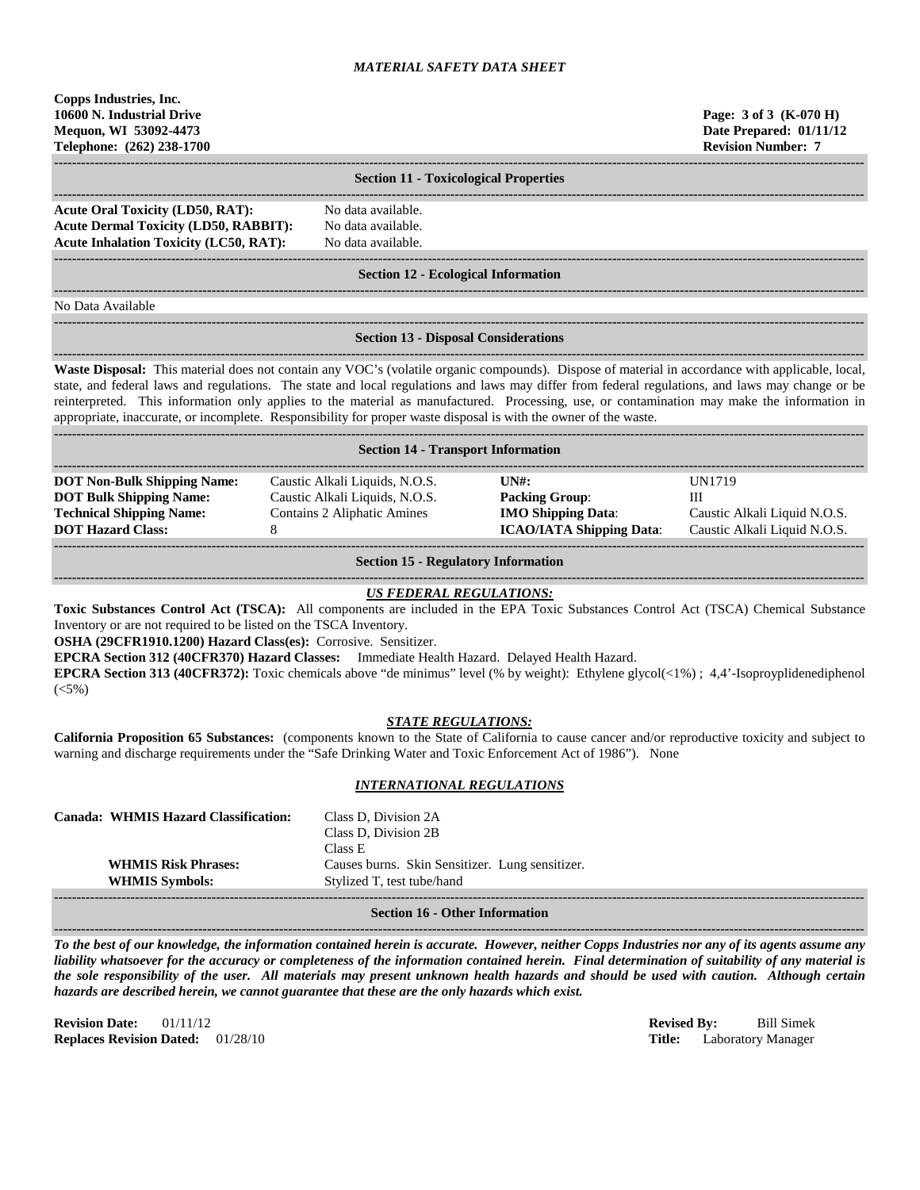## Section 11 - Toxicological Properties

| | |
|---|---|
| **Acute Oral Toxicity (LD50, RAT):** | No data available. |
| **Acute Dermal Toxicity (LD50, RABBIT):** | No data available. |
| **Acute Inhalation Toxicity (LC50, RAT):** | No data available. |

## Section 12 - Ecological Information

No Data Available

## Section 13 - Disposal Considerations

**Waste Disposal:** This material does not contain any VOC's (volatile organic compounds). Dispose of material in accordance with applicable, local, state, and federal laws and regulations. The state and local regulations and laws may differ from federal regulations, and laws may change or be reinterpreted. This information only applies to the material as manufactured. Processing, use, or contamination may make the information in appropriate, inaccurate, or incomplete. Responsibility for proper waste disposal is with the owner of the waste.

## Section 14 - Transport Information

| | | | |
|---|---|---|---|
| **DOT Non-Bulk Shipping Name:** | Caustic Alkali Liquids, N.O.S. | **UN#:** | UN1719 |
| **DOT Bulk Shipping Name:** | Caustic Alkali Liquids, N.O.S. | **Packing Group**: | III |
| **Technical Shipping Name:** | Contains 2 Aliphatic Amines | **IMO Shipping Data**: | Caustic Alkali Liquid N.O.S. |
| **DOT Hazard Class:** | 8 | **ICAO/IATA Shipping Data**: | Caustic Alkali Liquid N.O.S. |

## Section 15 - Regulatory Information

### *US FEDERAL REGULATIONS:*

**Toxic Substances Control Act (TSCA):** All components are included in the EPA Toxic Substances Control Act (TSCA) Chemical Substance Inventory or are not required to be listed on the TSCA Inventory.

**OSHA (29CFR1910.1200) Hazard Class(es):** Corrosive. Sensitizer.

**EPCRA Section 312 (40CFR370) Hazard Classes:** Immediate Health Hazard. Delayed Health Hazard.

**EPCRA Section 313 (40CFR372):** Toxic chemicals above "de minimus" level (% by weight): Ethylene glycol(<1%) ; 4,4'-Isoproyplidenediphenol (<5%)

### *STATE REGULATIONS:*

**California Proposition 65 Substances:** (components known to the State of California to cause cancer and/or reproductive toxicity and subject to warning and discharge requirements under the "Safe Drinking Water and Toxic Enforcement Act of 1986"). None

### *INTERNATIONAL REGULATIONS*

| | |
|---|---|
| **Canada: WHMIS Hazard Classification:** | Class D, Division 2A<br>Class D, Division 2B<br>Class E |
| **WHMIS Risk Phrases:** | Causes burns. Skin Sensitizer. Lung sensitizer. |
| **WHMIS Symbols:** | Stylized T, test tube/hand |

## Section 16 - Other Information

***To the best of our knowledge, the information contained herein is accurate. However, neither Copps Industries nor any of its agents assume any liability whatsoever for the accuracy or completeness of the information contained herein. Final determination of suitability of any material is the sole responsibility of the user. All materials may present unknown health hazards and should be used with caution. Although certain hazards are described herein, we cannot guarantee that these are the only hazards which exist.***

**Revision Date:** 01/11/12
**Replaces Revision Dated:** 01/28/10

**Revised By:** Bill Simek
**Title:** Laboratory Manager